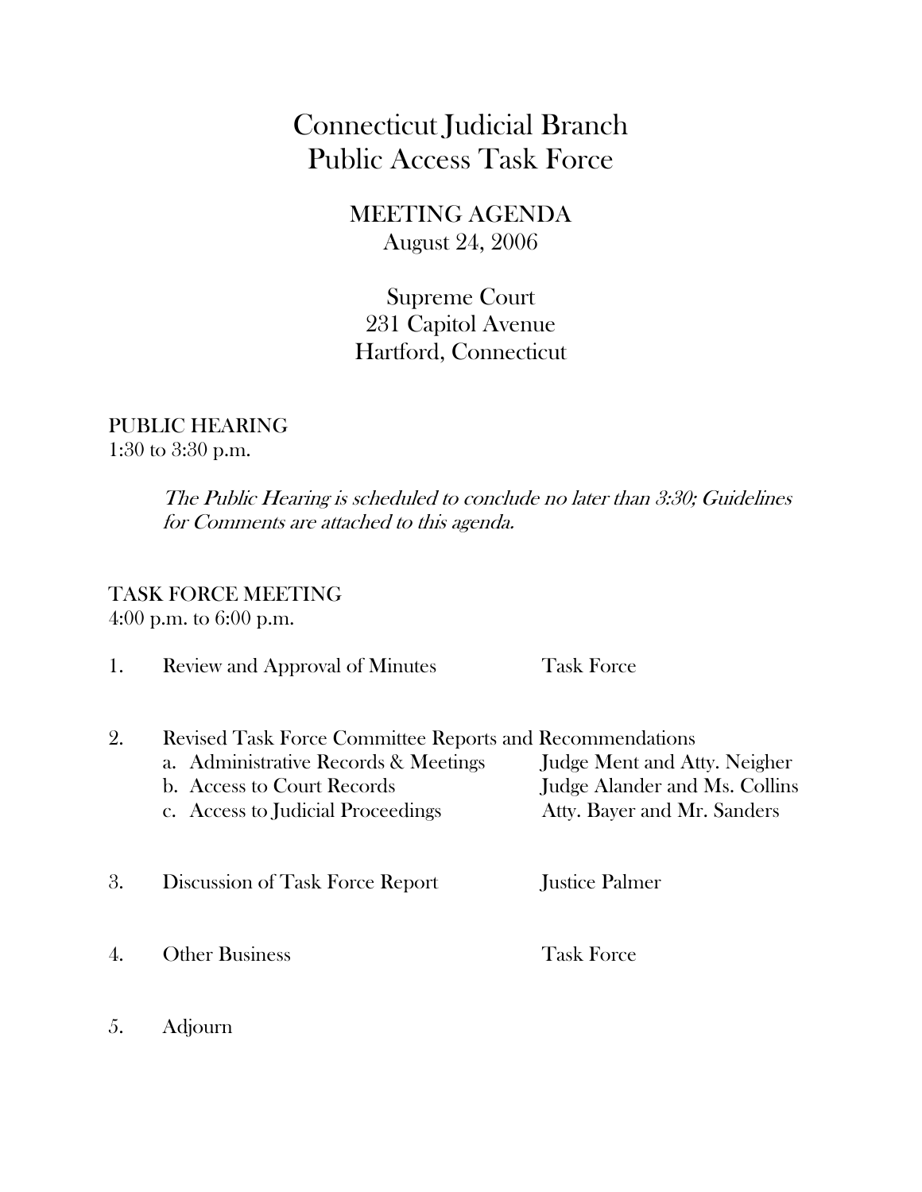# Connecticut Judicial Branch
# Public Access Task Force

## MEETING AGENDA
August 24, 2006

Supreme Court
231 Capitol Avenue
Hartford, Connecticut

## PUBLIC HEARING
1:30 to 3:30 p.m.

> *The Public Hearing is scheduled to conclude no later than 3:30; Guidelines for Comments are attached to this agenda.*

## TASK FORCE MEETING
4:00 p.m. to 6:00 p.m.

1. Review and Approval of Minutes — Task Force

2. Revised Task Force Committee Reports and Recommendations
   a. Administrative Records & Meetings — Judge Ment and Atty. Neigher
   b. Access to Court Records — Judge Alander and Ms. Collins
   c. Access to Judicial Proceedings — Atty. Bayer and Mr. Sanders

3. Discussion of Task Force Report — Justice Palmer

4. Other Business — Task Force

5. Adjourn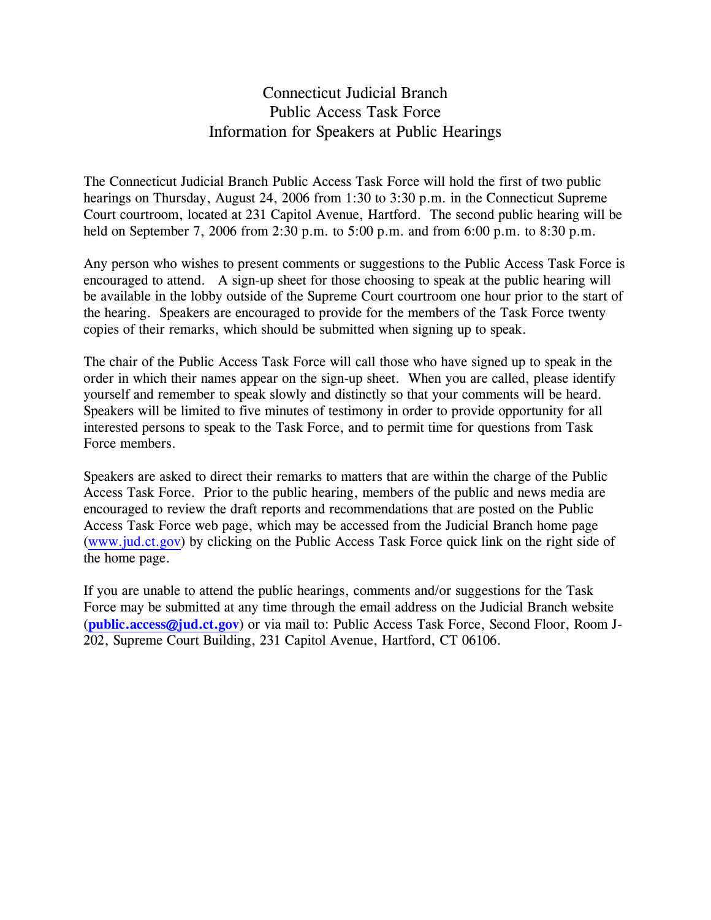# Connecticut Judicial Branch
# Public Access Task Force
# Information for Speakers at Public Hearings

The Connecticut Judicial Branch Public Access Task Force will hold the first of two public hearings on Thursday, August 24, 2006 from 1:30 to 3:30 p.m. in the Connecticut Supreme Court courtroom, located at 231 Capitol Avenue, Hartford. The second public hearing will be held on September 7, 2006 from 2:30 p.m. to 5:00 p.m. and from 6:00 p.m. to 8:30 p.m.

Any person who wishes to present comments or suggestions to the Public Access Task Force is encouraged to attend. A sign-up sheet for those choosing to speak at the public hearing will be available in the lobby outside of the Supreme Court courtroom one hour prior to the start of the hearing. Speakers are encouraged to provide for the members of the Task Force twenty copies of their remarks, which should be submitted when signing up to speak.

The chair of the Public Access Task Force will call those who have signed up to speak in the order in which their names appear on the sign-up sheet. When you are called, please identify yourself and remember to speak slowly and distinctly so that your comments will be heard. Speakers will be limited to five minutes of testimony in order to provide opportunity for all interested persons to speak to the Task Force, and to permit time for questions from Task Force members.

Speakers are asked to direct their remarks to matters that are within the charge of the Public Access Task Force. Prior to the public hearing, members of the public and news media are encouraged to review the draft reports and recommendations that are posted on the Public Access Task Force web page, which may be accessed from the Judicial Branch home page (www.jud.ct.gov) by clicking on the Public Access Task Force quick link on the right side of the home page.

If you are unable to attend the public hearings, comments and/or suggestions for the Task Force may be submitted at any time through the email address on the Judicial Branch website (**public.access@jud.ct.gov**) or via mail to: Public Access Task Force, Second Floor, Room J-202, Supreme Court Building, 231 Capitol Avenue, Hartford, CT 06106.